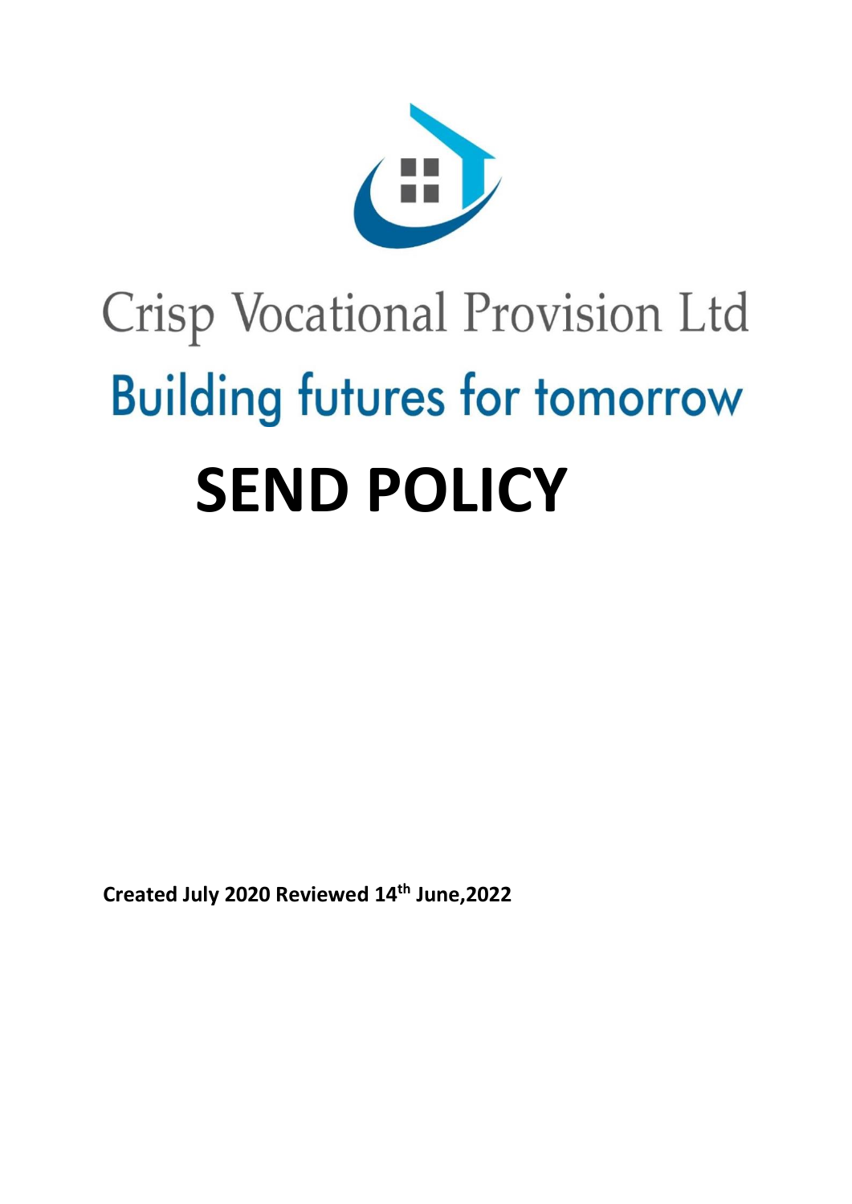Crisp Vocational Provision Ltd

Building futures for tomorrow

# SEND POLICY

**Created July 2020 Reviewed 14th June,2022**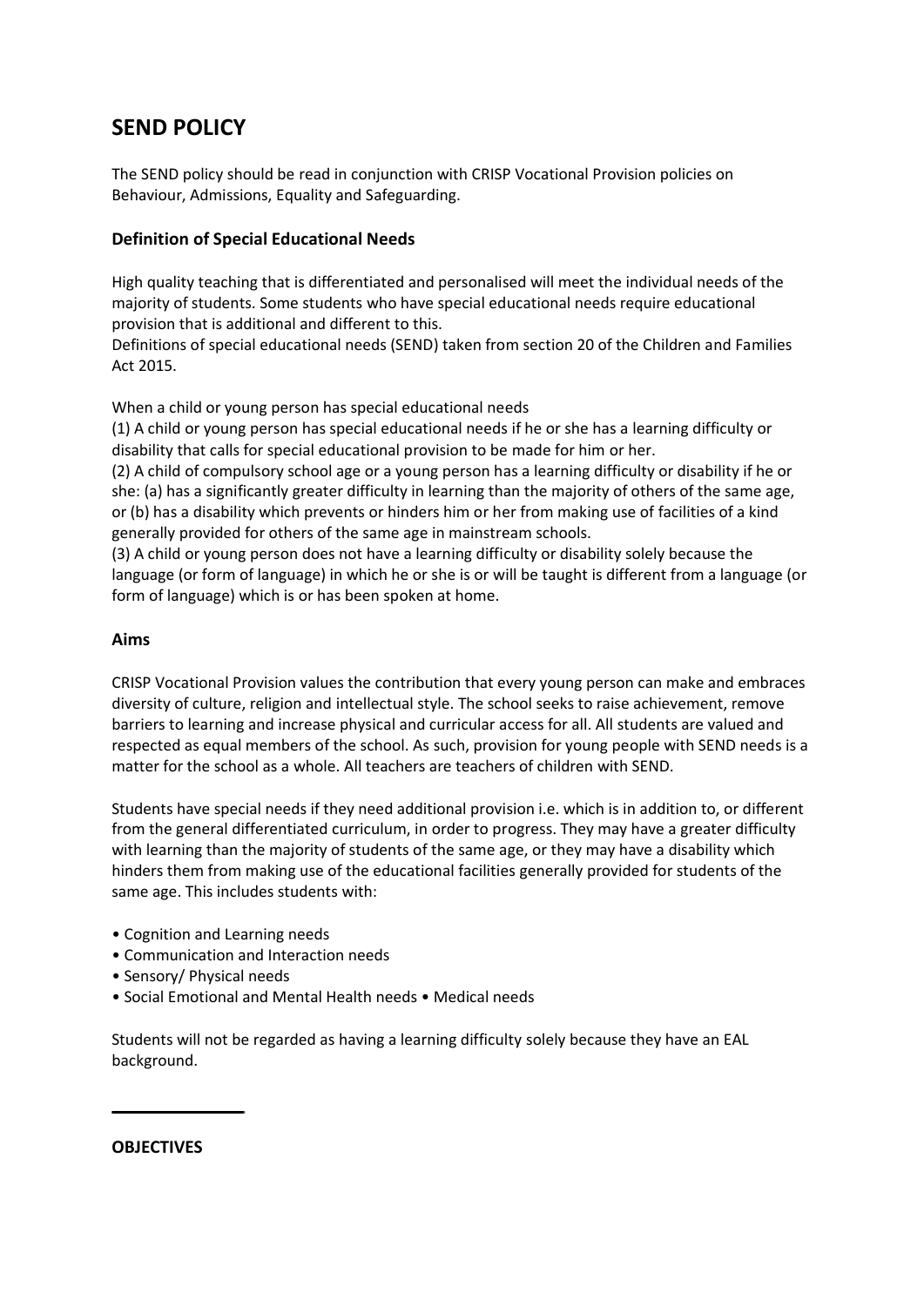# SEND POLICY

The SEND policy should be read in conjunction with CRISP Vocational Provision policies on Behaviour, Admissions, Equality and Safeguarding.

### Definition of Special Educational Needs

High quality teaching that is differentiated and personalised will meet the individual needs of the majority of students. Some students who have special educational needs require educational provision that is additional and different to this.
Definitions of special educational needs (SEND) taken from section 20 of the Children and Families Act 2015.

When a child or young person has special educational needs
(1) A child or young person has special educational needs if he or she has a learning difficulty or disability that calls for special educational provision to be made for him or her.
(2) A child of compulsory school age or a young person has a learning difficulty or disability if he or she: (a) has a significantly greater difficulty in learning than the majority of others of the same age, or (b) has a disability which prevents or hinders him or her from making use of facilities of a kind generally provided for others of the same age in mainstream schools.
(3) A child or young person does not have a learning difficulty or disability solely because the language (or form of language) in which he or she is or will be taught is different from a language (or form of language) which is or has been spoken at home.

### Aims

CRISP Vocational Provision values the contribution that every young person can make and embraces diversity of culture, religion and intellectual style. The school seeks to raise achievement, remove barriers to learning and increase physical and curricular access for all. All students are valued and respected as equal members of the school. As such, provision for young people with SEND needs is a matter for the school as a whole. All teachers are teachers of children with SEND.

Students have special needs if they need additional provision i.e. which is in addition to, or different from the general differentiated curriculum, in order to progress. They may have a greater difficulty with learning than the majority of students of the same age, or they may have a disability which hinders them from making use of the educational facilities generally provided for students of the same age. This includes students with:

- Cognition and Learning needs
- Communication and Interaction needs
- Sensory/ Physical needs
- Social Emotional and Mental Health needs • Medical needs

Students will not be regarded as having a learning difficulty solely because they have an EAL background.

---

**OBJECTIVES**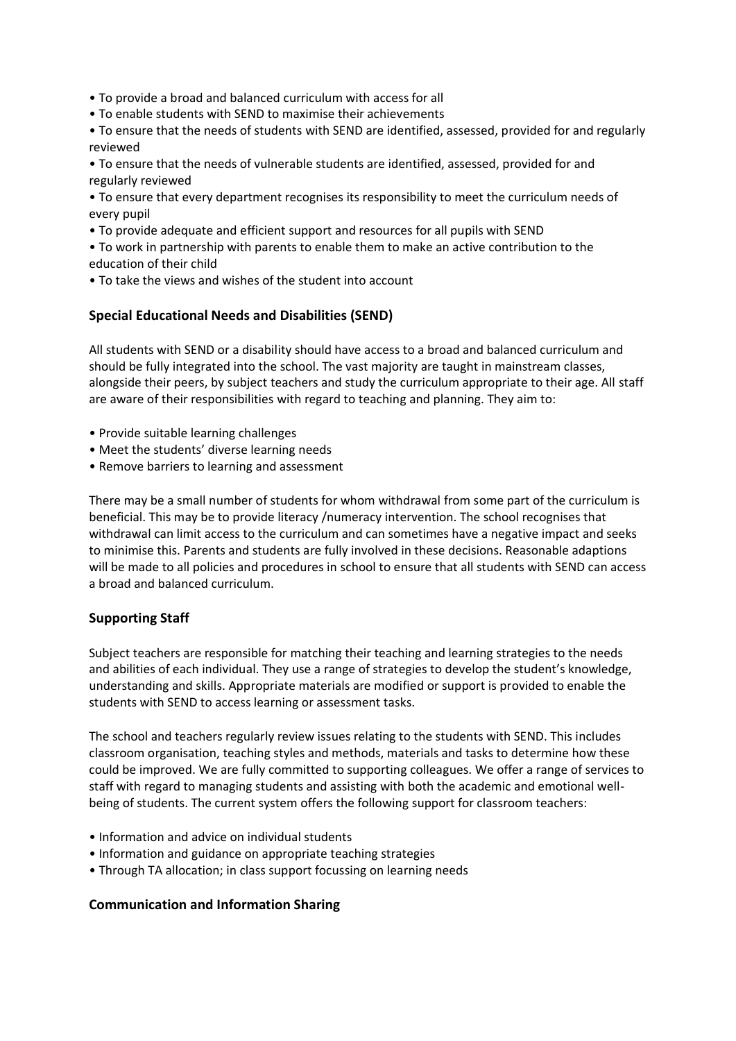- To provide a broad and balanced curriculum with access for all
- To enable students with SEND to maximise their achievements
- To ensure that the needs of students with SEND are identified, assessed, provided for and regularly reviewed
- To ensure that the needs of vulnerable students are identified, assessed, provided for and regularly reviewed
- To ensure that every department recognises its responsibility to meet the curriculum needs of every pupil
- To provide adequate and efficient support and resources for all pupils with SEND
- To work in partnership with parents to enable them to make an active contribution to the education of their child
- To take the views and wishes of the student into account

### Special Educational Needs and Disabilities (SEND)

All students with SEND or a disability should have access to a broad and balanced curriculum and should be fully integrated into the school. The vast majority are taught in mainstream classes, alongside their peers, by subject teachers and study the curriculum appropriate to their age. All staff are aware of their responsibilities with regard to teaching and planning. They aim to:

- Provide suitable learning challenges
- Meet the students' diverse learning needs
- Remove barriers to learning and assessment

There may be a small number of students for whom withdrawal from some part of the curriculum is beneficial. This may be to provide literacy /numeracy intervention. The school recognises that withdrawal can limit access to the curriculum and can sometimes have a negative impact and seeks to minimise this. Parents and students are fully involved in these decisions. Reasonable adaptions will be made to all policies and procedures in school to ensure that all students with SEND can access a broad and balanced curriculum.

### Supporting Staff

Subject teachers are responsible for matching their teaching and learning strategies to the needs and abilities of each individual. They use a range of strategies to develop the student's knowledge, understanding and skills. Appropriate materials are modified or support is provided to enable the students with SEND to access learning or assessment tasks.

The school and teachers regularly review issues relating to the students with SEND. This includes classroom organisation, teaching styles and methods, materials and tasks to determine how these could be improved. We are fully committed to supporting colleagues. We offer a range of services to staff with regard to managing students and assisting with both the academic and emotional well-being of students. The current system offers the following support for classroom teachers:

- Information and advice on individual students
- Information and guidance on appropriate teaching strategies
- Through TA allocation; in class support focussing on learning needs

### Communication and Information Sharing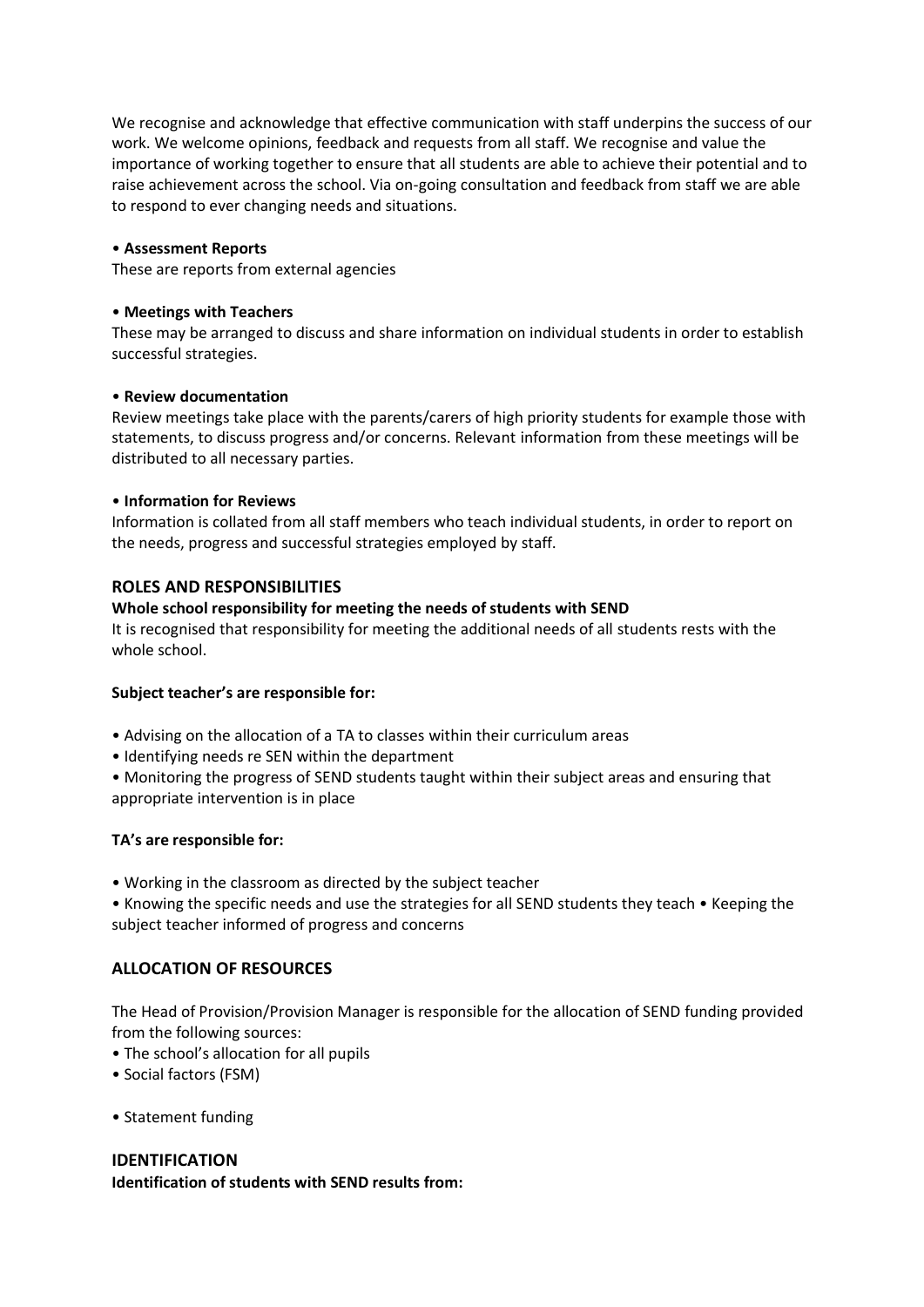We recognise and acknowledge that effective communication with staff underpins the success of our work. We welcome opinions, feedback and requests from all staff. We recognise and value the importance of working together to ensure that all students are able to achieve their potential and to raise achievement across the school. Via on-going consultation and feedback from staff we are able to respond to ever changing needs and situations.

• **Assessment Reports**
These are reports from external agencies

• **Meetings with Teachers**
These may be arranged to discuss and share information on individual students in order to establish successful strategies.

• **Review documentation**
Review meetings take place with the parents/carers of high priority students for example those with statements, to discuss progress and/or concerns. Relevant information from these meetings will be distributed to all necessary parties.

• **Information for Reviews**
Information is collated from all staff members who teach individual students, in order to report on the needs, progress and successful strategies employed by staff.

## ROLES AND RESPONSIBILITIES

**Whole school responsibility for meeting the needs of students with SEND**

It is recognised that responsibility for meeting the additional needs of all students rests with the whole school.

**Subject teacher's are responsible for:**

• Advising on the allocation of a TA to classes within their curriculum areas
• Identifying needs re SEN within the department
• Monitoring the progress of SEND students taught within their subject areas and ensuring that appropriate intervention is in place

**TA's are responsible for:**

• Working in the classroom as directed by the subject teacher
• Knowing the specific needs and use the strategies for all SEND students they teach • Keeping the subject teacher informed of progress and concerns

## ALLOCATION OF RESOURCES

The Head of Provision/Provision Manager is responsible for the allocation of SEND funding provided from the following sources:

• The school's allocation for all pupils
• Social factors (FSM)

• Statement funding

## IDENTIFICATION

**Identification of students with SEND results from:**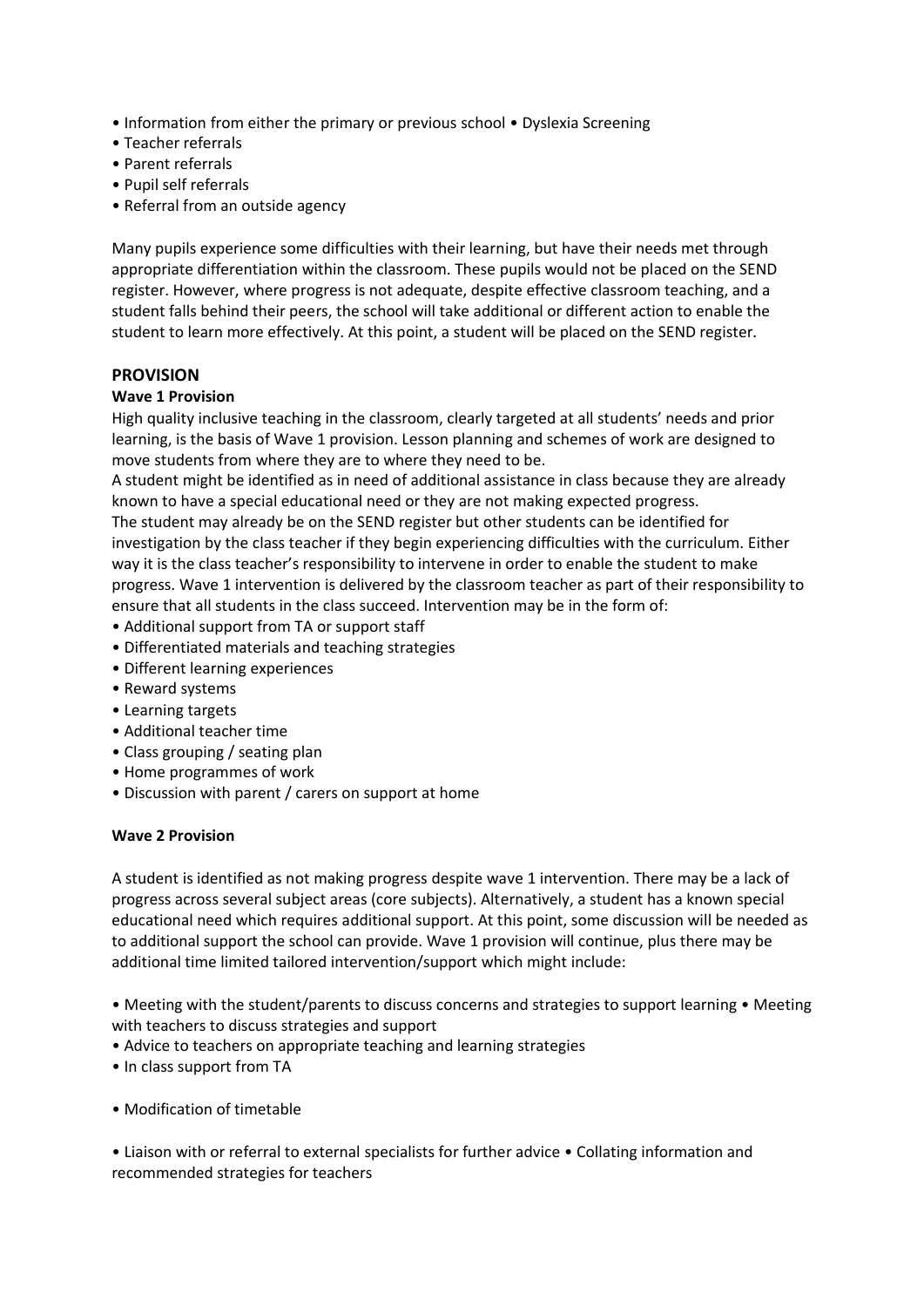- Information from either the primary or previous school • Dyslexia Screening
- Teacher referrals
- Parent referrals
- Pupil self referrals
- Referral from an outside agency

Many pupils experience some difficulties with their learning, but have their needs met through appropriate differentiation within the classroom. These pupils would not be placed on the SEND register. However, where progress is not adequate, despite effective classroom teaching, and a student falls behind their peers, the school will take additional or different action to enable the student to learn more effectively. At this point, a student will be placed on the SEND register.

## PROVISION

### Wave 1 Provision

High quality inclusive teaching in the classroom, clearly targeted at all students' needs and prior learning, is the basis of Wave 1 provision. Lesson planning and schemes of work are designed to move students from where they are to where they need to be.

A student might be identified as in need of additional assistance in class because they are already known to have a special educational need or they are not making expected progress.

The student may already be on the SEND register but other students can be identified for investigation by the class teacher if they begin experiencing difficulties with the curriculum. Either way it is the class teacher's responsibility to intervene in order to enable the student to make progress. Wave 1 intervention is delivered by the classroom teacher as part of their responsibility to ensure that all students in the class succeed. Intervention may be in the form of:

- Additional support from TA or support staff
- Differentiated materials and teaching strategies
- Different learning experiences
- Reward systems
- Learning targets
- Additional teacher time
- Class grouping / seating plan
- Home programmes of work
- Discussion with parent / carers on support at home

### Wave 2 Provision

A student is identified as not making progress despite wave 1 intervention. There may be a lack of progress across several subject areas (core subjects). Alternatively, a student has a known special educational need which requires additional support. At this point, some discussion will be needed as to additional support the school can provide. Wave 1 provision will continue, plus there may be additional time limited tailored intervention/support which might include:

- Meeting with the student/parents to discuss concerns and strategies to support learning • Meeting with teachers to discuss strategies and support
- Advice to teachers on appropriate teaching and learning strategies
- In class support from TA
- Modification of timetable
- Liaison with or referral to external specialists for further advice • Collating information and recommended strategies for teachers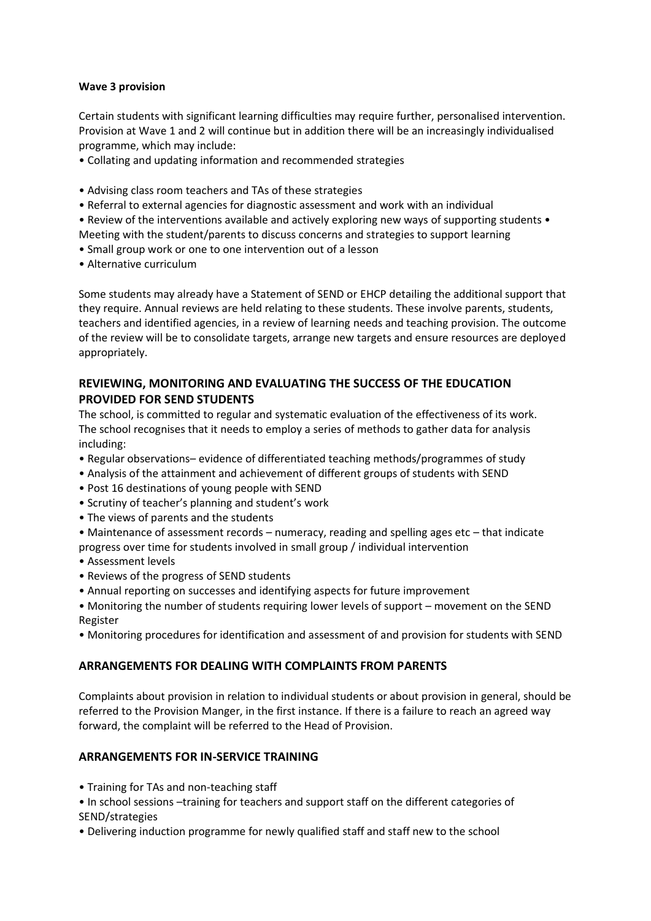**Wave 3 provision**

Certain students with significant learning difficulties may require further, personalised intervention. Provision at Wave 1 and 2 will continue but in addition there will be an increasingly individualised programme, which may include:

- Collating and updating information and recommended strategies
- Advising class room teachers and TAs of these strategies
- Referral to external agencies for diagnostic assessment and work with an individual
- Review of the interventions available and actively exploring new ways of supporting students
- Meeting with the student/parents to discuss concerns and strategies to support learning
- Small group work or one to one intervention out of a lesson
- Alternative curriculum

Some students may already have a Statement of SEND or EHCP detailing the additional support that they require. Annual reviews are held relating to these students. These involve parents, students, teachers and identified agencies, in a review of learning needs and teaching provision. The outcome of the review will be to consolidate targets, arrange new targets and ensure resources are deployed appropriately.

## REVIEWING, MONITORING AND EVALUATING THE SUCCESS OF THE EDUCATION PROVIDED FOR SEND STUDENTS

The school, is committed to regular and systematic evaluation of the effectiveness of its work. The school recognises that it needs to employ a series of methods to gather data for analysis including:

- Regular observations– evidence of differentiated teaching methods/programmes of study
- Analysis of the attainment and achievement of different groups of students with SEND
- Post 16 destinations of young people with SEND
- Scrutiny of teacher's planning and student's work
- The views of parents and the students
- Maintenance of assessment records – numeracy, reading and spelling ages etc – that indicate progress over time for students involved in small group / individual intervention
- Assessment levels
- Reviews of the progress of SEND students
- Annual reporting on successes and identifying aspects for future improvement
- Monitoring the number of students requiring lower levels of support – movement on the SEND Register
- Monitoring procedures for identification and assessment of and provision for students with SEND

## ARRANGEMENTS FOR DEALING WITH COMPLAINTS FROM PARENTS

Complaints about provision in relation to individual students or about provision in general, should be referred to the Provision Manger, in the first instance. If there is a failure to reach an agreed way forward, the complaint will be referred to the Head of Provision.

## ARRANGEMENTS FOR IN-SERVICE TRAINING

- Training for TAs and non-teaching staff
- In school sessions –training for teachers and support staff on the different categories of SEND/strategies
- Delivering induction programme for newly qualified staff and staff new to the school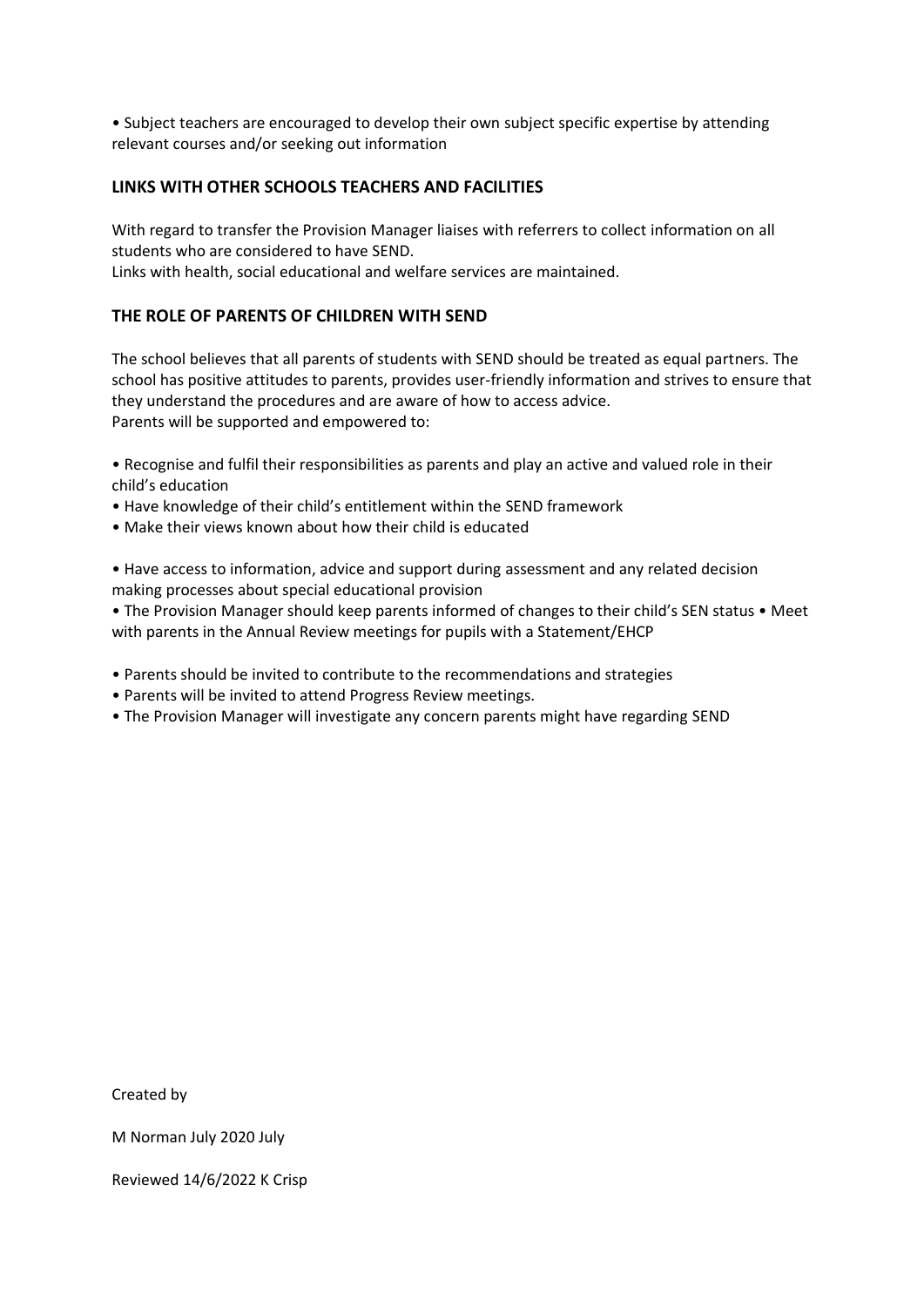• Subject teachers are encouraged to develop their own subject specific expertise by attending relevant courses and/or seeking out information

## LINKS WITH OTHER SCHOOLS TEACHERS AND FACILITIES

With regard to transfer the Provision Manager liaises with referrers to collect information on all students who are considered to have SEND.
Links with health, social educational and welfare services are maintained.

## THE ROLE OF PARENTS OF CHILDREN WITH SEND

The school believes that all parents of students with SEND should be treated as equal partners. The school has positive attitudes to parents, provides user-friendly information and strives to ensure that they understand the procedures and are aware of how to access advice.
Parents will be supported and empowered to:

• Recognise and fulfil their responsibilities as parents and play an active and valued role in their child's education
• Have knowledge of their child's entitlement within the SEND framework
• Make their views known about how their child is educated

• Have access to information, advice and support during assessment and any related decision making processes about special educational provision
• The Provision Manager should keep parents informed of changes to their child's SEN status • Meet with parents in the Annual Review meetings for pupils with a Statement/EHCP

• Parents should be invited to contribute to the recommendations and strategies
• Parents will be invited to attend Progress Review meetings.
• The Provision Manager will investigate any concern parents might have regarding SEND

Created by

M Norman July 2020 July

Reviewed 14/6/2022 K Crisp